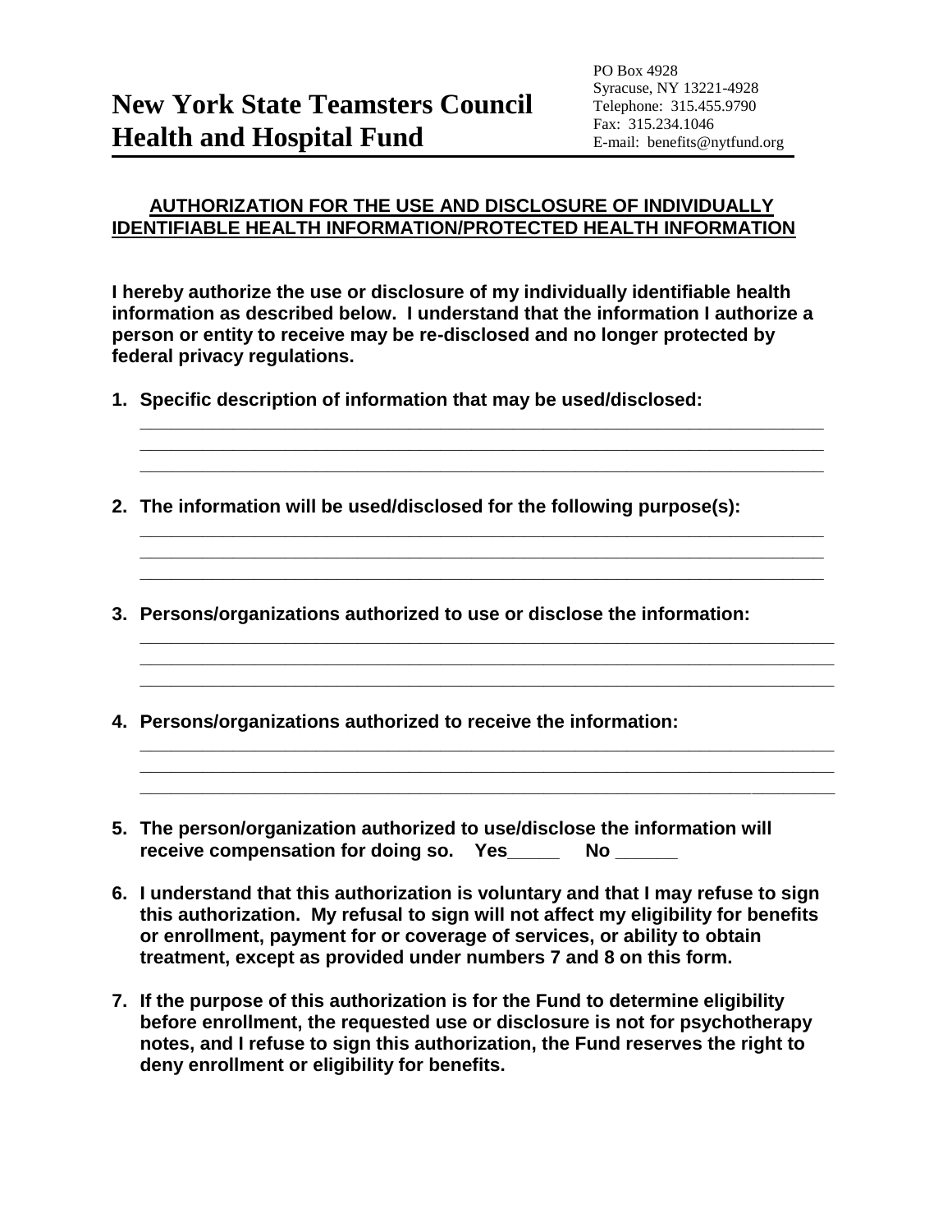# New York State Teamsters Council Health and Hospital Fund

PO Box 4928
Syracuse, NY 13221-4928
Telephone: 315.455.9790
Fax: 315.234.1046
E-mail: benefits@nytfund.org

## AUTHORIZATION FOR THE USE AND DISCLOSURE OF INDIVIDUALLY IDENTIFIABLE HEALTH INFORMATION/PROTECTED HEALTH INFORMATION

**I hereby authorize the use or disclosure of my individually identifiable health information as described below. I understand that the information I authorize a person or entity to receive may be re-disclosed and no longer protected by federal privacy regulations.**

1. **Specific description of information that may be used/disclosed:**
   \_\_\_\_\_\_\_\_\_\_\_\_\_\_\_\_\_\_\_\_\_\_\_\_\_\_\_\_\_\_\_\_\_\_\_\_\_\_\_\_\_\_\_\_\_\_\_\_\_\_\_\_\_\_\_\_\_\_\_\_\_\_\_\_\_\_\_\_\_\_
   \_\_\_\_\_\_\_\_\_\_\_\_\_\_\_\_\_\_\_\_\_\_\_\_\_\_\_\_\_\_\_\_\_\_\_\_\_\_\_\_\_\_\_\_\_\_\_\_\_\_\_\_\_\_\_\_\_\_\_\_\_\_\_\_\_\_\_\_\_\_
   \_\_\_\_\_\_\_\_\_\_\_\_\_\_\_\_\_\_\_\_\_\_\_\_\_\_\_\_\_\_\_\_\_\_\_\_\_\_\_\_\_\_\_\_\_\_\_\_\_\_\_\_\_\_\_\_\_\_\_\_\_\_\_\_\_\_\_\_\_\_

2. **The information will be used/disclosed for the following purpose(s):**
   \_\_\_\_\_\_\_\_\_\_\_\_\_\_\_\_\_\_\_\_\_\_\_\_\_\_\_\_\_\_\_\_\_\_\_\_\_\_\_\_\_\_\_\_\_\_\_\_\_\_\_\_\_\_\_\_\_\_\_\_\_\_\_\_\_\_\_\_\_\_
   \_\_\_\_\_\_\_\_\_\_\_\_\_\_\_\_\_\_\_\_\_\_\_\_\_\_\_\_\_\_\_\_\_\_\_\_\_\_\_\_\_\_\_\_\_\_\_\_\_\_\_\_\_\_\_\_\_\_\_\_\_\_\_\_\_\_\_\_\_\_
   \_\_\_\_\_\_\_\_\_\_\_\_\_\_\_\_\_\_\_\_\_\_\_\_\_\_\_\_\_\_\_\_\_\_\_\_\_\_\_\_\_\_\_\_\_\_\_\_\_\_\_\_\_\_\_\_\_\_\_\_\_\_\_\_\_\_\_\_\_\_

3. **Persons/organizations authorized to use or disclose the information:**
   \_\_\_\_\_\_\_\_\_\_\_\_\_\_\_\_\_\_\_\_\_\_\_\_\_\_\_\_\_\_\_\_\_\_\_\_\_\_\_\_\_\_\_\_\_\_\_\_\_\_\_\_\_\_\_\_\_\_\_\_\_\_\_\_\_\_\_\_\_\_
   \_\_\_\_\_\_\_\_\_\_\_\_\_\_\_\_\_\_\_\_\_\_\_\_\_\_\_\_\_\_\_\_\_\_\_\_\_\_\_\_\_\_\_\_\_\_\_\_\_\_\_\_\_\_\_\_\_\_\_\_\_\_\_\_\_\_\_\_\_\_
   \_\_\_\_\_\_\_\_\_\_\_\_\_\_\_\_\_\_\_\_\_\_\_\_\_\_\_\_\_\_\_\_\_\_\_\_\_\_\_\_\_\_\_\_\_\_\_\_\_\_\_\_\_\_\_\_\_\_\_\_\_\_\_\_\_\_\_\_\_\_

4. **Persons/organizations authorized to receive the information:**
   \_\_\_\_\_\_\_\_\_\_\_\_\_\_\_\_\_\_\_\_\_\_\_\_\_\_\_\_\_\_\_\_\_\_\_\_\_\_\_\_\_\_\_\_\_\_\_\_\_\_\_\_\_\_\_\_\_\_\_\_\_\_\_\_\_\_\_\_\_\_
   \_\_\_\_\_\_\_\_\_\_\_\_\_\_\_\_\_\_\_\_\_\_\_\_\_\_\_\_\_\_\_\_\_\_\_\_\_\_\_\_\_\_\_\_\_\_\_\_\_\_\_\_\_\_\_\_\_\_\_\_\_\_\_\_\_\_\_\_\_\_
   \_\_\_\_\_\_\_\_\_\_\_\_\_\_\_\_\_\_\_\_\_\_\_\_\_\_\_\_\_\_\_\_\_\_\_\_\_\_\_\_\_\_\_\_\_\_\_\_\_\_\_\_\_\_\_\_\_\_\_\_\_\_\_\_\_\_\_\_\_\_

5. **The person/organization authorized to use/disclose the information will receive compensation for doing so. Yes\_\_\_\_\_ No \_\_\_\_\_\_**

6. **I understand that this authorization is voluntary and that I may refuse to sign this authorization. My refusal to sign will not affect my eligibility for benefits or enrollment, payment for or coverage of services, or ability to obtain treatment, except as provided under numbers 7 and 8 on this form.**

7. **If the purpose of this authorization is for the Fund to determine eligibility before enrollment, the requested use or disclosure is not for psychotherapy notes, and I refuse to sign this authorization, the Fund reserves the right to deny enrollment or eligibility for benefits.**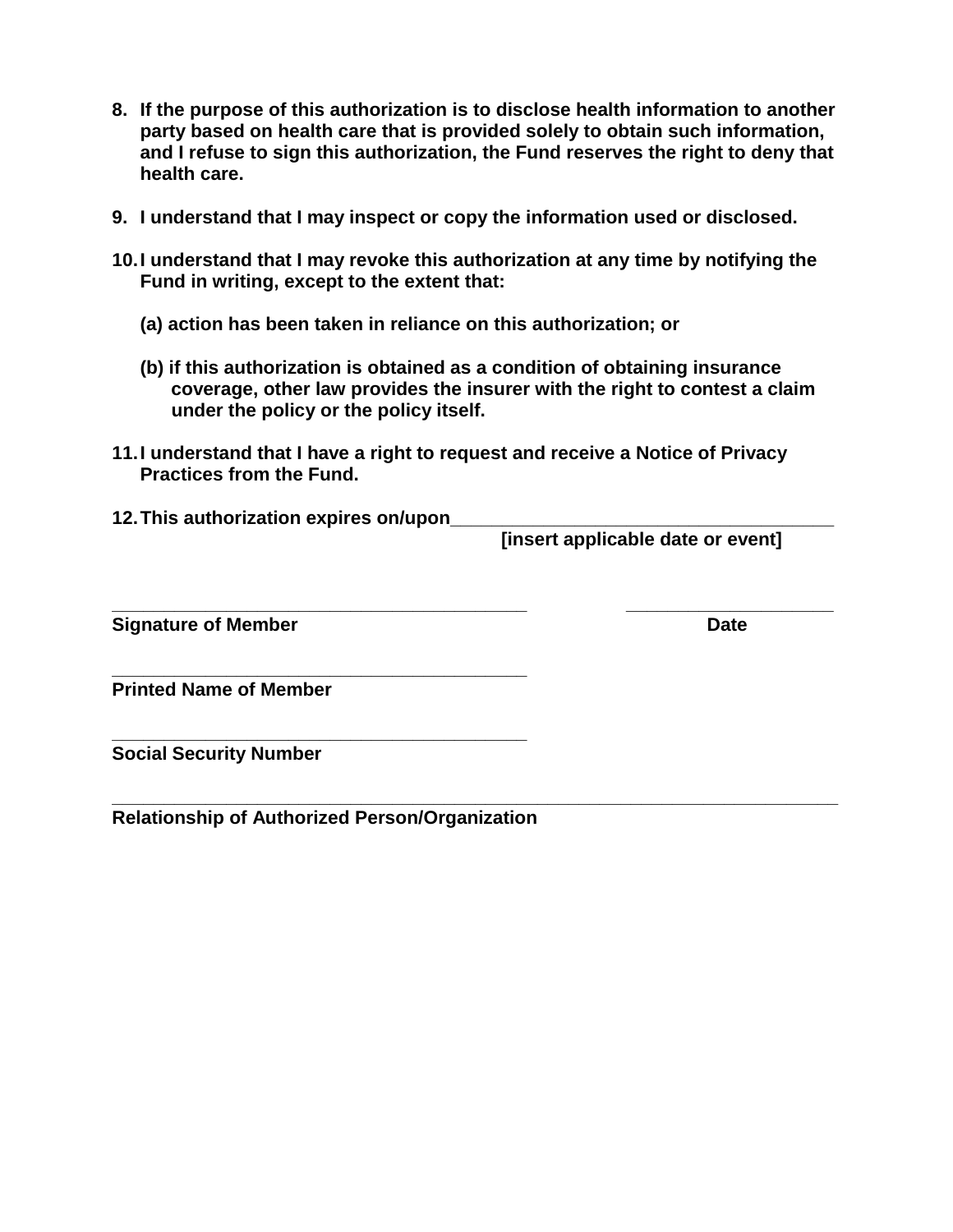8. **If the purpose of this authorization is to disclose health information to another party based on health care that is provided solely to obtain such information, and I refuse to sign this authorization, the Fund reserves the right to deny that health care.**

9. **I understand that I may inspect or copy the information used or disclosed.**

10. **I understand that I may revoke this authorization at any time by notifying the Fund in writing, except to the extent that:**

    **(a) action has been taken in reliance on this authorization; or**

    **(b) if this authorization is obtained as a condition of obtaining insurance coverage, other law provides the insurer with the right to contest a claim under the policy or the policy itself.**

11. **I understand that I have a right to request and receive a Notice of Privacy Practices from the Fund.**

12. **This authorization expires on/upon**_____________________________________
    **[insert applicable date or event]**

_________________________________________ ____________________
**Signature of Member** **Date**

_________________________________________
**Printed Name of Member**

_________________________________________
**Social Security Number**

______________________________________________________________________
**Relationship of Authorized Person/Organization**